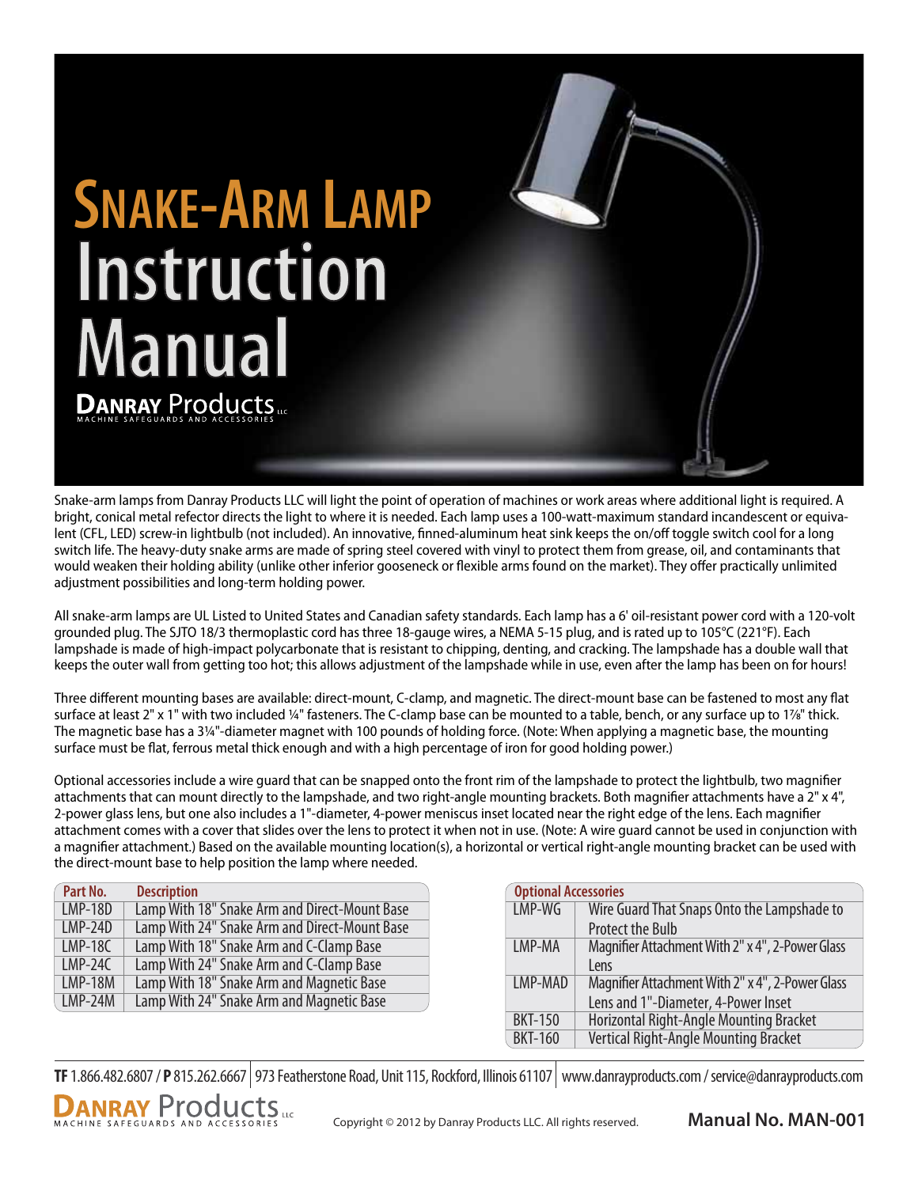# Snake-Arm Lamp Instruction Manual

**Danray Products LLC**
MACHINE SAFEGUARDS AND ACCESSORIES

Snake-arm lamps from Danray Products LLC will light the point of operation of machines or work areas where additional light is required. A bright, conical metal refector directs the light to where it is needed. Each lamp uses a 100-watt-maximum standard incandescent or equivalent (CFL, LED) screw-in lightbulb (not included). An innovative, finned-aluminum heat sink keeps the on/off toggle switch cool for a long switch life. The heavy-duty snake arms are made of spring steel covered with vinyl to protect them from grease, oil, and contaminants that would weaken their holding ability (unlike other inferior gooseneck or flexible arms found on the market). They offer practically unlimited adjustment possibilities and long-term holding power.

All snake-arm lamps are UL Listed to United States and Canadian safety standards. Each lamp has a 6' oil-resistant power cord with a 120-volt grounded plug. The SJTO 18/3 thermoplastic cord has three 18-gauge wires, a NEMA 5-15 plug, and is rated up to 105°C (221°F). Each lampshade is made of high-impact polycarbonate that is resistant to chipping, denting, and cracking. The lampshade has a double wall that keeps the outer wall from getting too hot; this allows adjustment of the lampshade while in use, even after the lamp has been on for hours!

Three different mounting bases are available: direct-mount, C-clamp, and magnetic. The direct-mount base can be fastened to most any flat surface at least 2" x 1" with two included ¼" fasteners. The C-clamp base can be mounted to a table, bench, or any surface up to 1⅞" thick. The magnetic base has a 3¼"-diameter magnet with 100 pounds of holding force. (Note: When applying a magnetic base, the mounting surface must be flat, ferrous metal thick enough and with a high percentage of iron for good holding power.)

Optional accessories include a wire guard that can be snapped onto the front rim of the lampshade to protect the lightbulb, two magnifier attachments that can mount directly to the lampshade, and two right-angle mounting brackets. Both magnifier attachments have a 2" x 4", 2-power glass lens, but one also includes a 1"-diameter, 4-power meniscus inset located near the right edge of the lens. Each magnifier attachment comes with a cover that slides over the lens to protect it when not in use. (Note: A wire guard cannot be used in conjunction with a magnifier attachment.) Based on the available mounting location(s), a horizontal or vertical right-angle mounting bracket can be used with the direct-mount base to help position the lamp where needed.

| Part No. | Description |
|---|---|
| LMP-18D | Lamp With 18" Snake Arm and Direct-Mount Base |
| LMP-24D | Lamp With 24" Snake Arm and Direct-Mount Base |
| LMP-18C | Lamp With 18" Snake Arm and C-Clamp Base |
| LMP-24C | Lamp With 24" Snake Arm and C-Clamp Base |
| LMP-18M | Lamp With 18" Snake Arm and Magnetic Base |
| LMP-24M | Lamp With 24" Snake Arm and Magnetic Base |

| Optional Accessories | |
|---|---|
| LMP-WG | Wire Guard That Snaps Onto the Lampshade to Protect the Bulb |
| LMP-MA | Magnifier Attachment With 2" x 4", 2-Power Glass Lens |
| LMP-MAD | Magnifier Attachment With 2" x 4", 2-Power Glass Lens and 1"-Diameter, 4-Power Inset |
| BKT-150 | Horizontal Right-Angle Mounting Bracket |
| BKT-160 | Vertical Right-Angle Mounting Bracket |

**TF** 1.866.482.6807 / **P** 815.262.6667 | 973 Featherstone Road, Unit 115, Rockford, Illinois 61107 | www.danrayproducts.com / service@danrayproducts.com

**Danray Products LLC** — MACHINE SAFEGUARDS AND ACCESSORIES

Copyright © 2012 by Danray Products LLC. All rights reserved.

**Manual No. MAN-001**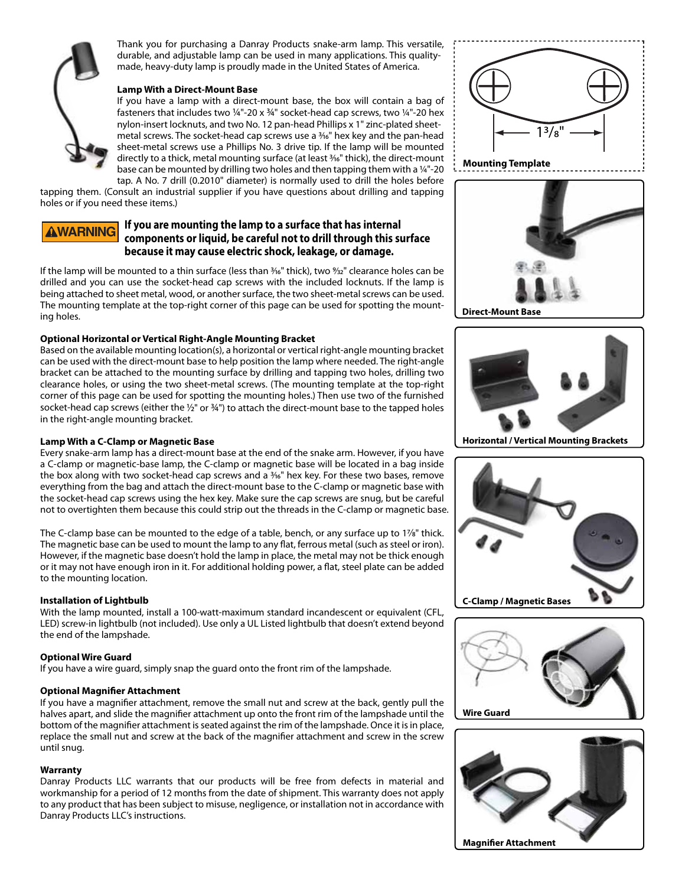Thank you for purchasing a Danray Products snake-arm lamp. This versatile, durable, and adjustable lamp can be used in many applications. This quality-made, heavy-duty lamp is proudly made in the United States of America.

**Lamp With a Direct-Mount Base**

If you have a lamp with a direct-mount base, the box will contain a bag of fasteners that includes two ¼"-20 x ¾" socket-head cap screws, two ¼"-20 hex nylon-insert locknuts, and two No. 12 pan-head Phillips x 1" zinc-plated sheet-metal screws. The socket-head cap screws use a 3⁄16" hex key and the pan-head sheet-metal screws use a Phillips No. 3 drive tip. If the lamp will be mounted directly to a thick, metal mounting surface (at least 3⁄16" thick), the direct-mount base can be mounted by drilling two holes and then tapping them with a ¼"-20 tap. A No. 7 drill (0.2010" diameter) is normally used to drill the holes before tapping them. (Consult an industrial supplier if you have questions about drilling and tapping holes or if you need these items.)

**⚠WARNING** **If you are mounting the lamp to a surface that has internal components or liquid, be careful not to drill through this surface because it may cause electric shock, leakage, or damage.**

If the lamp will be mounted to a thin surface (less than 3⁄16" thick), two 9⁄32" clearance holes can be drilled and you can use the socket-head cap screws with the included locknuts. If the lamp is being attached to sheet metal, wood, or another surface, the two sheet-metal screws can be used. The mounting template at the top-right corner of this page can be used for spotting the mounting holes.

**Optional Horizontal or Vertical Right-Angle Mounting Bracket**

Based on the available mounting location(s), a horizontal or vertical right-angle mounting bracket can be used with the direct-mount base to help position the lamp where needed. The right-angle bracket can be attached to the mounting surface by drilling and tapping two holes, drilling two clearance holes, or using the two sheet-metal screws. (The mounting template at the top-right corner of this page can be used for spotting the mounting holes.) Then use two of the furnished socket-head cap screws (either the ½" or ¾") to attach the direct-mount base to the tapped holes in the right-angle mounting bracket.

**Lamp With a C-Clamp or Magnetic Base**

Every snake-arm lamp has a direct-mount base at the end of the snake arm. However, if you have a C-clamp or magnetic-base lamp, the C-clamp or magnetic base will be located in a bag inside the box along with two socket-head cap screws and a 3⁄16" hex key. For these two bases, remove everything from the bag and attach the direct-mount base to the C-clamp or magnetic base with the socket-head cap screws using the hex key. Make sure the cap screws are snug, but be careful not to overtighten them because this could strip out the threads in the C-clamp or magnetic base.

The C-clamp base can be mounted to the edge of a table, bench, or any surface up to 1⅞" thick. The magnetic base can be used to mount the lamp to any flat, ferrous metal (such as steel or iron). However, if the magnetic base doesn't hold the lamp in place, the metal may not be thick enough or it may not have enough iron in it. For additional holding power, a flat, steel plate can be added to the mounting location.

**Installation of Lightbulb**

With the lamp mounted, install a 100-watt-maximum standard incandescent or equivalent (CFL, LED) screw-in lightbulb (not included). Use only a UL Listed lightbulb that doesn't extend beyond the end of the lampshade.

**Optional Wire Guard**

If you have a wire guard, simply snap the guard onto the front rim of the lampshade.

**Optional Magnifier Attachment**

If you have a magnifier attachment, remove the small nut and screw at the back, gently pull the halves apart, and slide the magnifier attachment up onto the front rim of the lampshade until the bottom of the magnifier attachment is seated against the rim of the lampshade. Once it is in place, replace the small nut and screw at the back of the magnifier attachment and screw in the screw until snug.

**Warranty**

Danray Products LLC warrants that our products will be free from defects in material and workmanship for a period of 12 months from the date of shipment. This warranty does not apply to any product that has been subject to misuse, negligence, or installation not in accordance with Danray Products LLC's instructions.

1³⁄8"

**Mounting Template**

**Direct-Mount Base**

**Horizontal / Vertical Mounting Brackets**

**C-Clamp / Magnetic Bases**

**Wire Guard**

**Magnifier Attachment**